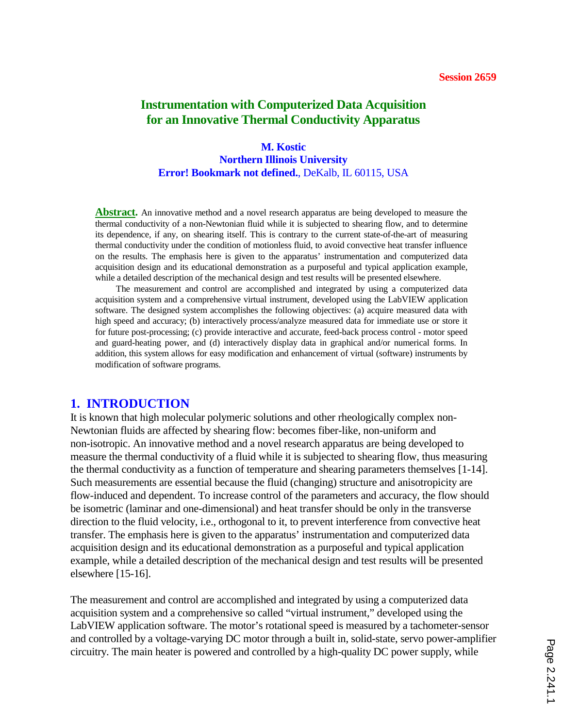Session 2659

# Instrumentation with Computerized Data Acquisition for an Innovative Thermal Conductivity Apparatus

**M. Kostic**
**Northern Illinois University**
**Error! Bookmark not defined.**, DeKalb, IL 60115, USA

**Abstract.** An innovative method and a novel research apparatus are being developed to measure the thermal conductivity of a non-Newtonian fluid while it is subjected to shearing flow, and to determine its dependence, if any, on shearing itself. This is contrary to the current state-of-the-art of measuring thermal conductivity under the condition of motionless fluid, to avoid convective heat transfer influence on the results. The emphasis here is given to the apparatus' instrumentation and computerized data acquisition design and its educational demonstration as a purposeful and typical application example, while a detailed description of the mechanical design and test results will be presented elsewhere.

The measurement and control are accomplished and integrated by using a computerized data acquisition system and a comprehensive virtual instrument, developed using the LabVIEW application software. The designed system accomplishes the following objectives: (a) acquire measured data with high speed and accuracy; (b) interactively process/analyze measured data for immediate use or store it for future post-processing; (c) provide interactive and accurate, feed-back process control - motor speed and guard-heating power, and (d) interactively display data in graphical and/or numerical forms. In addition, this system allows for easy modification and enhancement of virtual (software) instruments by modification of software programs.

## 1. INTRODUCTION

It is known that high molecular polymeric solutions and other rheologically complex non-Newtonian fluids are affected by shearing flow: becomes fiber-like, non-uniform and non-isotropic. An innovative method and a novel research apparatus are being developed to measure the thermal conductivity of a fluid while it is subjected to shearing flow, thus measuring the thermal conductivity as a function of temperature and shearing parameters themselves [1-14]. Such measurements are essential because the fluid (changing) structure and anisotropicity are flow-induced and dependent. To increase control of the parameters and accuracy, the flow should be isometric (laminar and one-dimensional) and heat transfer should be only in the transverse direction to the fluid velocity, i.e., orthogonal to it, to prevent interference from convective heat transfer. The emphasis here is given to the apparatus' instrumentation and computerized data acquisition design and its educational demonstration as a purposeful and typical application example, while a detailed description of the mechanical design and test results will be presented elsewhere [15-16].

The measurement and control are accomplished and integrated by using a computerized data acquisition system and a comprehensive so called "virtual instrument," developed using the LabVIEW application software. The motor's rotational speed is measured by a tachometer-sensor and controlled by a voltage-varying DC motor through a built in, solid-state, servo power-amplifier circuitry. The main heater is powered and controlled by a high-quality DC power supply, while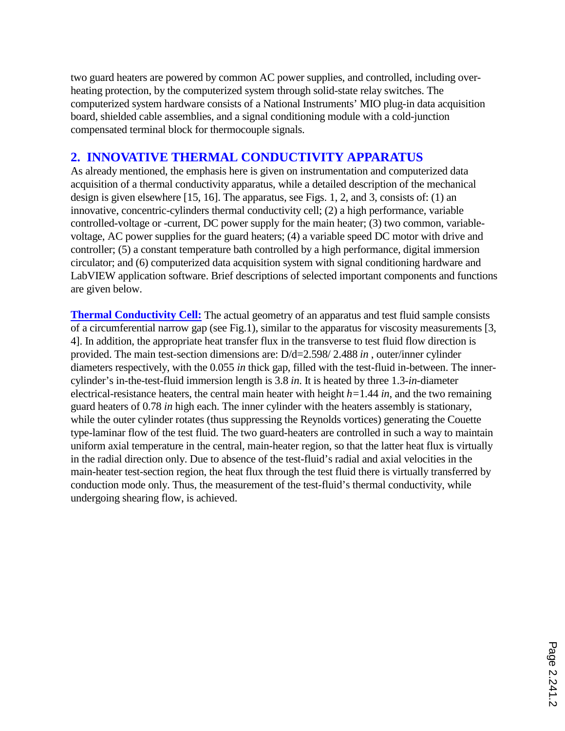two guard heaters are powered by common AC power supplies, and controlled, including over-heating protection, by the computerized system through solid-state relay switches. The computerized system hardware consists of a National Instruments' MIO plug-in data acquisition board, shielded cable assemblies, and a signal conditioning module with a cold-junction compensated terminal block for thermocouple signals.

## 2. INNOVATIVE THERMAL CONDUCTIVITY APPARATUS

As already mentioned, the emphasis here is given on instrumentation and computerized data acquisition of a thermal conductivity apparatus, while a detailed description of the mechanical design is given elsewhere [15, 16]. The apparatus, see Figs. 1, 2, and 3, consists of: (1) an innovative, concentric-cylinders thermal conductivity cell; (2) a high performance, variable controlled-voltage or -current, DC power supply for the main heater; (3) two common, variable-voltage, AC power supplies for the guard heaters; (4) a variable speed DC motor with drive and controller; (5) a constant temperature bath controlled by a high performance, digital immersion circulator; and (6) computerized data acquisition system with signal conditioning hardware and LabVIEW application software. Brief descriptions of selected important components and functions are given below.

**Thermal Conductivity Cell:** The actual geometry of an apparatus and test fluid sample consists of a circumferential narrow gap (see Fig.1), similar to the apparatus for viscosity measurements [3, 4]. In addition, the appropriate heat transfer flux in the transverse to test fluid flow direction is provided. The main test-section dimensions are: D/d=2.598/ 2.488 *in* , outer/inner cylinder diameters respectively, with the 0.055 *in* thick gap, filled with the test-fluid in-between. The inner-cylinder's in-the-test-fluid immersion length is 3.8 *in*. It is heated by three 1.3-*in*-diameter electrical-resistance heaters, the central main heater with height $h=1.44$ *in*, and the two remaining guard heaters of 0.78 *in* high each. The inner cylinder with the heaters assembly is stationary, while the outer cylinder rotates (thus suppressing the Reynolds vortices) generating the Couette type-laminar flow of the test fluid. The two guard-heaters are controlled in such a way to maintain uniform axial temperature in the central, main-heater region, so that the latter heat flux is virtually in the radial direction only. Due to absence of the test-fluid's radial and axial velocities in the main-heater test-section region, the heat flux through the test fluid there is virtually transferred by conduction mode only. Thus, the measurement of the test-fluid's thermal conductivity, while undergoing shearing flow, is achieved.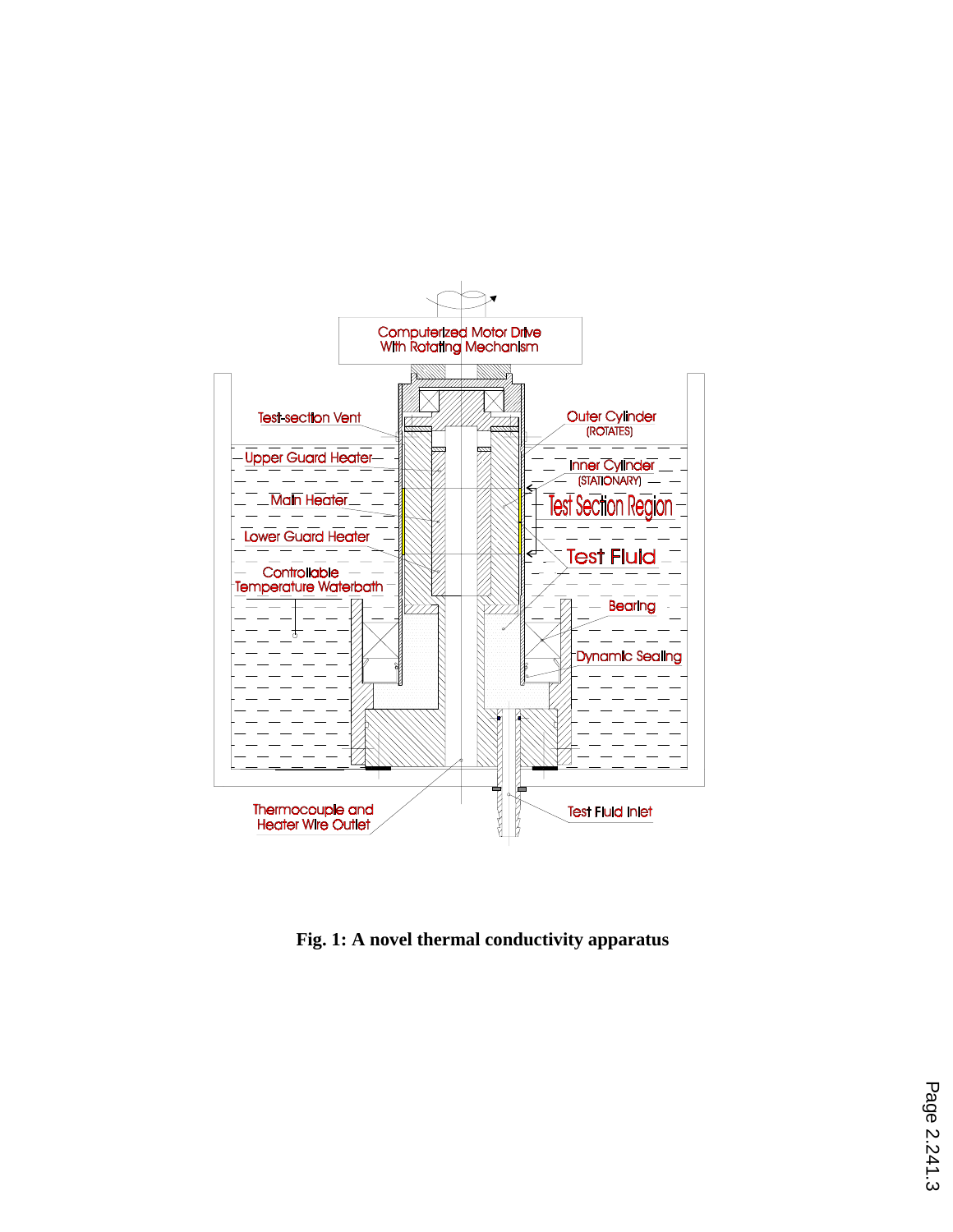Computerized Motor Drive With Rotating Mechanism

Test-section Vent

Outer Cylinder (ROTATES)

Upper Guard Heater

Inner Cylinder (STATIONARY)

Main Heater

Test Section Region

Lower Guard Heater

Test Fluid

Controllable Temperature Waterbath

Bearing

Dynamic Sealing

Thermocouple and Heater Wire Outlet

Test Fluid Inlet

**Fig. 1: A novel thermal conductivity apparatus**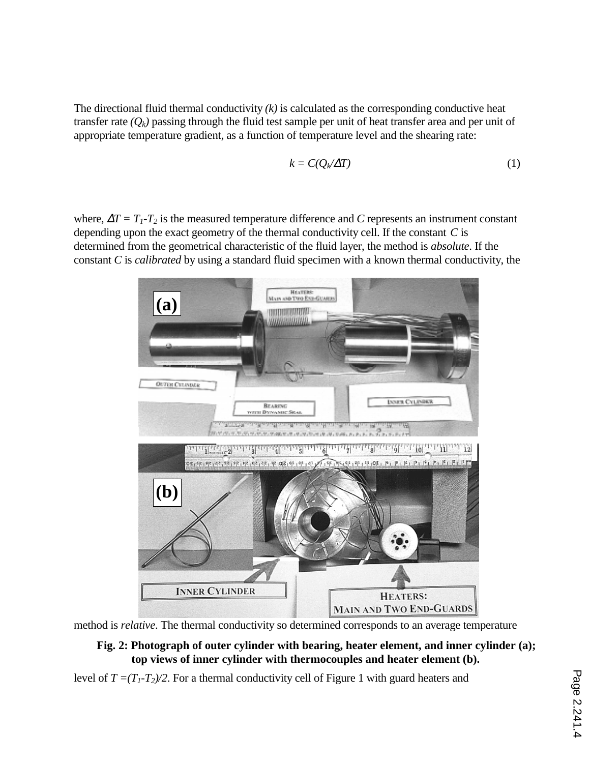The directional fluid thermal conductivity *(k)* is calculated as the corresponding conductive heat transfer rate *($Q_k$)* passing through the fluid test sample per unit of heat transfer area and per unit of appropriate temperature gradient, as a function of temperature level and the shearing rate:

$$k = C(Q_k/\Delta T) \tag{1}$$

where, $\Delta T = T_1\text{-}T_2$ is the measured temperature difference and $C$ represents an instrument constant depending upon the exact geometry of the thermal conductivity cell. If the constant $C$ is determined from the geometrical characteristic of the fluid layer, the method is *absolute*. If the constant $C$ is *calibrated* by using a standard fluid specimen with a known thermal conductivity, the method is *relative*. The thermal conductivity so determined corresponds to an average temperature

**Fig. 2: Photograph of outer cylinder with bearing, heater element, and inner cylinder (a); top views of inner cylinder with thermocouples and heater element (b).**

level of $T = (T_1\text{-}T_2)/2$. For a thermal conductivity cell of Figure 1 with guard heaters and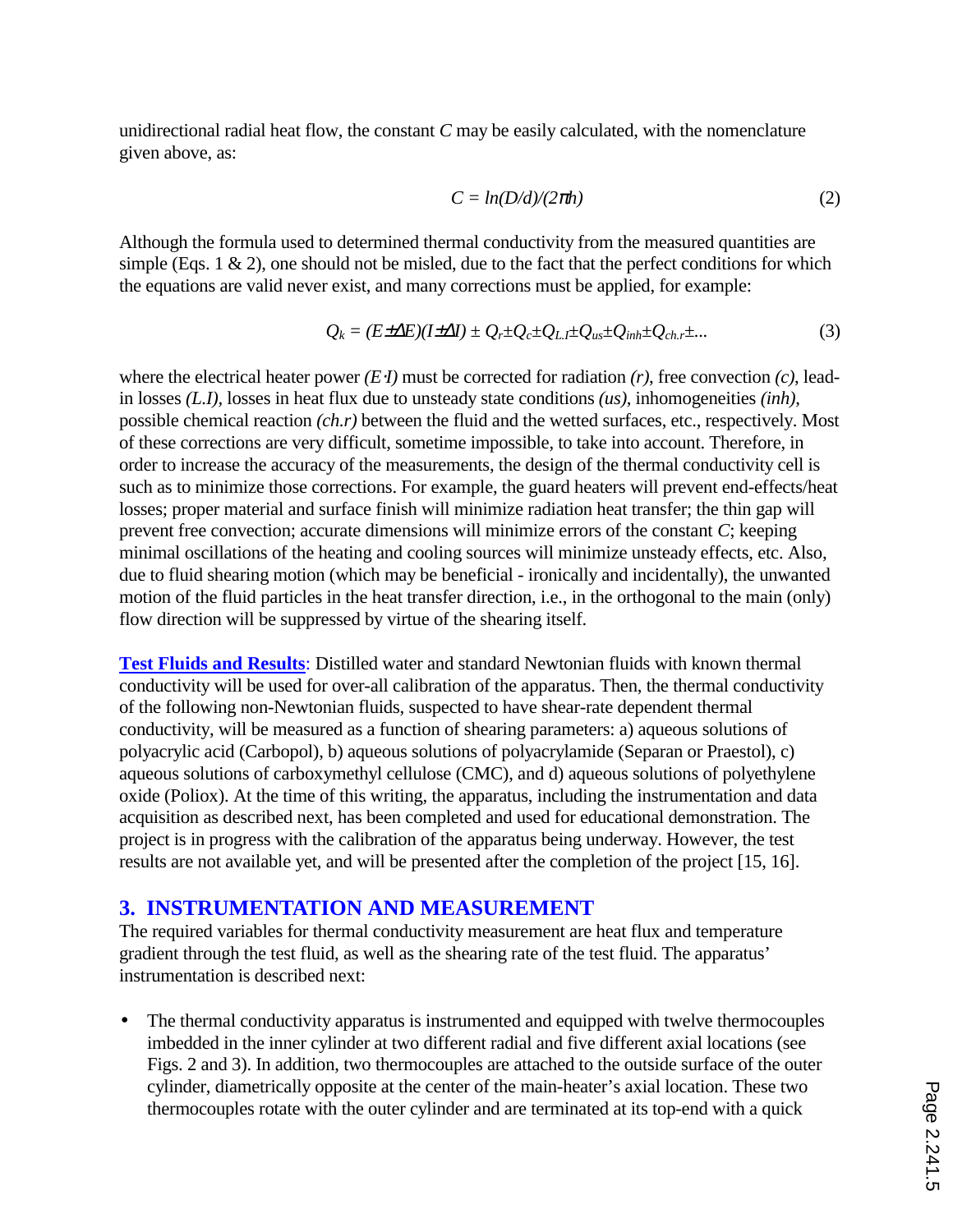unidirectional radial heat flow, the constant $C$ may be easily calculated, with the nomenclature given above, as:

$$C = ln(D/d)/(2\pi h) \tag{2}$$

Although the formula used to determined thermal conductivity from the measured quantities are simple (Eqs. 1 & 2), one should not be misled, due to the fact that the perfect conditions for which the equations are valid never exist, and many corrections must be applied, for example:

$$Q_k = (E \pm \Delta E)(I \pm \Delta I) \pm Q_r \pm Q_c \pm Q_{L.I} \pm Q_{us} \pm Q_{inh} \pm Q_{ch.r} \pm ... \tag{3}$$

where the electrical heater power $(E \cdot I)$ must be corrected for radiation $(r)$, free convection $(c)$, lead-in losses $(L.I)$, losses in heat flux due to unsteady state conditions $(us)$, inhomogeneities $(inh)$, possible chemical reaction $(ch.r)$ between the fluid and the wetted surfaces, etc., respectively. Most of these corrections are very difficult, sometime impossible, to take into account. Therefore, in order to increase the accuracy of the measurements, the design of the thermal conductivity cell is such as to minimize those corrections. For example, the guard heaters will prevent end-effects/heat losses; proper material and surface finish will minimize radiation heat transfer; the thin gap will prevent free convection; accurate dimensions will minimize errors of the constant $C$; keeping minimal oscillations of the heating and cooling sources will minimize unsteady effects, etc. Also, due to fluid shearing motion (which may be beneficial - ironically and incidentally), the unwanted motion of the fluid particles in the heat transfer direction, i.e., in the orthogonal to the main (only) flow direction will be suppressed by virtue of the shearing itself.

**Test Fluids and Results**: Distilled water and standard Newtonian fluids with known thermal conductivity will be used for over-all calibration of the apparatus. Then, the thermal conductivity of the following non-Newtonian fluids, suspected to have shear-rate dependent thermal conductivity, will be measured as a function of shearing parameters: a) aqueous solutions of polyacrylic acid (Carbopol), b) aqueous solutions of polyacrylamide (Separan or Praestol), c) aqueous solutions of carboxymethyl cellulose (CMC), and d) aqueous solutions of polyethylene oxide (Poliox). At the time of this writing, the apparatus, including the instrumentation and data acquisition as described next, has been completed and used for educational demonstration. The project is in progress with the calibration of the apparatus being underway. However, the test results are not available yet, and will be presented after the completion of the project [15, 16].

## 3. INSTRUMENTATION AND MEASUREMENT

The required variables for thermal conductivity measurement are heat flux and temperature gradient through the test fluid, as well as the shearing rate of the test fluid. The apparatus' instrumentation is described next:

- The thermal conductivity apparatus is instrumented and equipped with twelve thermocouples imbedded in the inner cylinder at two different radial and five different axial locations (see Figs. 2 and 3). In addition, two thermocouples are attached to the outside surface of the outer cylinder, diametrically opposite at the center of the main-heater's axial location. These two thermocouples rotate with the outer cylinder and are terminated at its top-end with a quick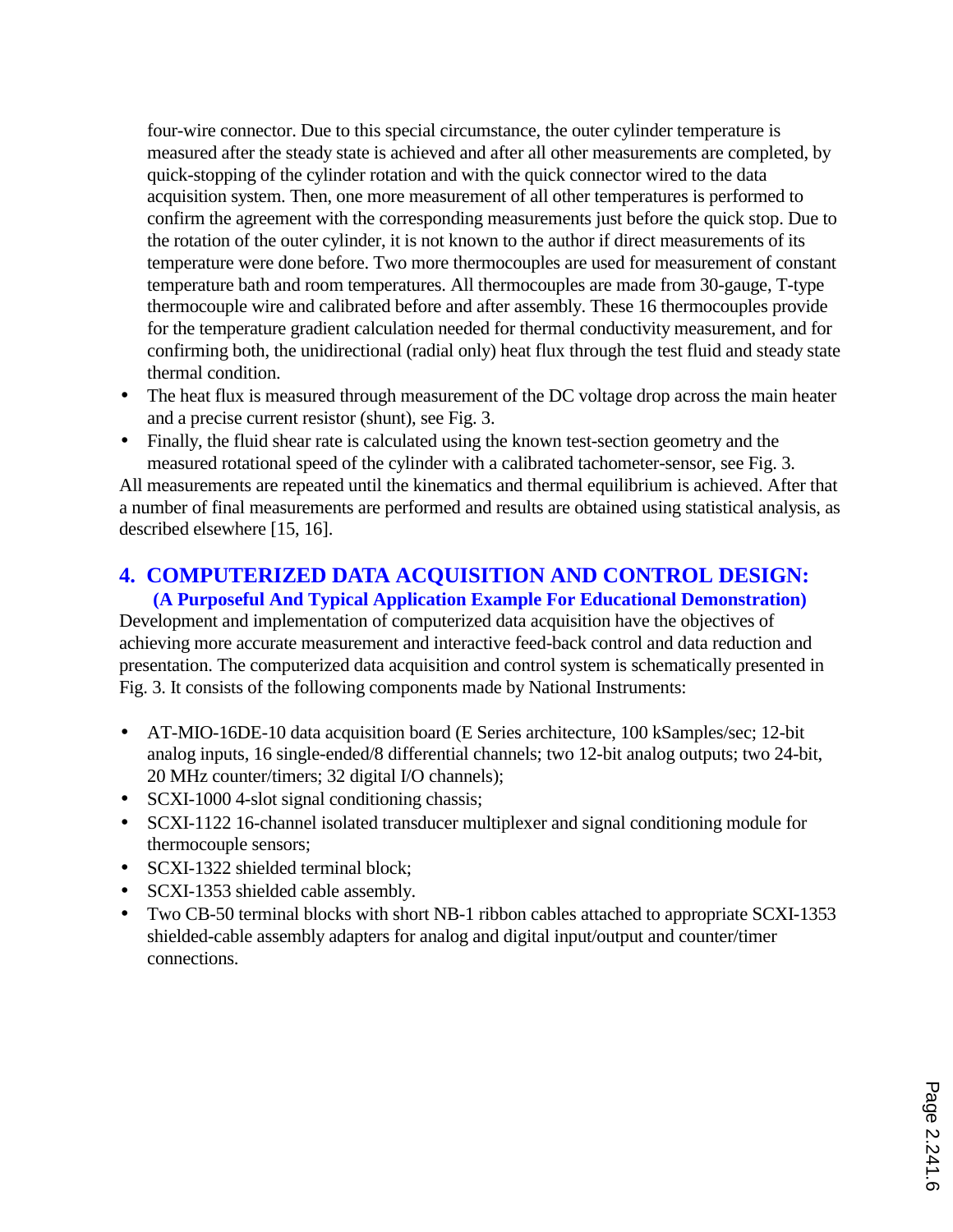four-wire connector. Due to this special circumstance, the outer cylinder temperature is measured after the steady state is achieved and after all other measurements are completed, by quick-stopping of the cylinder rotation and with the quick connector wired to the data acquisition system. Then, one more measurement of all other temperatures is performed to confirm the agreement with the corresponding measurements just before the quick stop. Due to the rotation of the outer cylinder, it is not known to the author if direct measurements of its temperature were done before. Two more thermocouples are used for measurement of constant temperature bath and room temperatures. All thermocouples are made from 30-gauge, T-type thermocouple wire and calibrated before and after assembly. These 16 thermocouples provide for the temperature gradient calculation needed for thermal conductivity measurement, and for confirming both, the unidirectional (radial only) heat flux through the test fluid and steady state thermal condition.

- The heat flux is measured through measurement of the DC voltage drop across the main heater and a precise current resistor (shunt), see Fig. 3.
- Finally, the fluid shear rate is calculated using the known test-section geometry and the measured rotational speed of the cylinder with a calibrated tachometer-sensor, see Fig. 3.

All measurements are repeated until the kinematics and thermal equilibrium is achieved. After that a number of final measurements are performed and results are obtained using statistical analysis, as described elsewhere [15, 16].

## 4. COMPUTERIZED DATA ACQUISITION AND CONTROL DESIGN:

### (A Purposeful And Typical Application Example For Educational Demonstration)

Development and implementation of computerized data acquisition have the objectives of achieving more accurate measurement and interactive feed-back control and data reduction and presentation. The computerized data acquisition and control system is schematically presented in Fig. 3. It consists of the following components made by National Instruments:

- AT-MIO-16DE-10 data acquisition board (E Series architecture, 100 kSamples/sec; 12-bit analog inputs, 16 single-ended/8 differential channels; two 12-bit analog outputs; two 24-bit, 20 MHz counter/timers; 32 digital I/O channels);
- SCXI-1000 4-slot signal conditioning chassis;
- SCXI-1122 16-channel isolated transducer multiplexer and signal conditioning module for thermocouple sensors;
- SCXI-1322 shielded terminal block;
- SCXI-1353 shielded cable assembly.
- Two CB-50 terminal blocks with short NB-1 ribbon cables attached to appropriate SCXI-1353 shielded-cable assembly adapters for analog and digital input/output and counter/timer connections.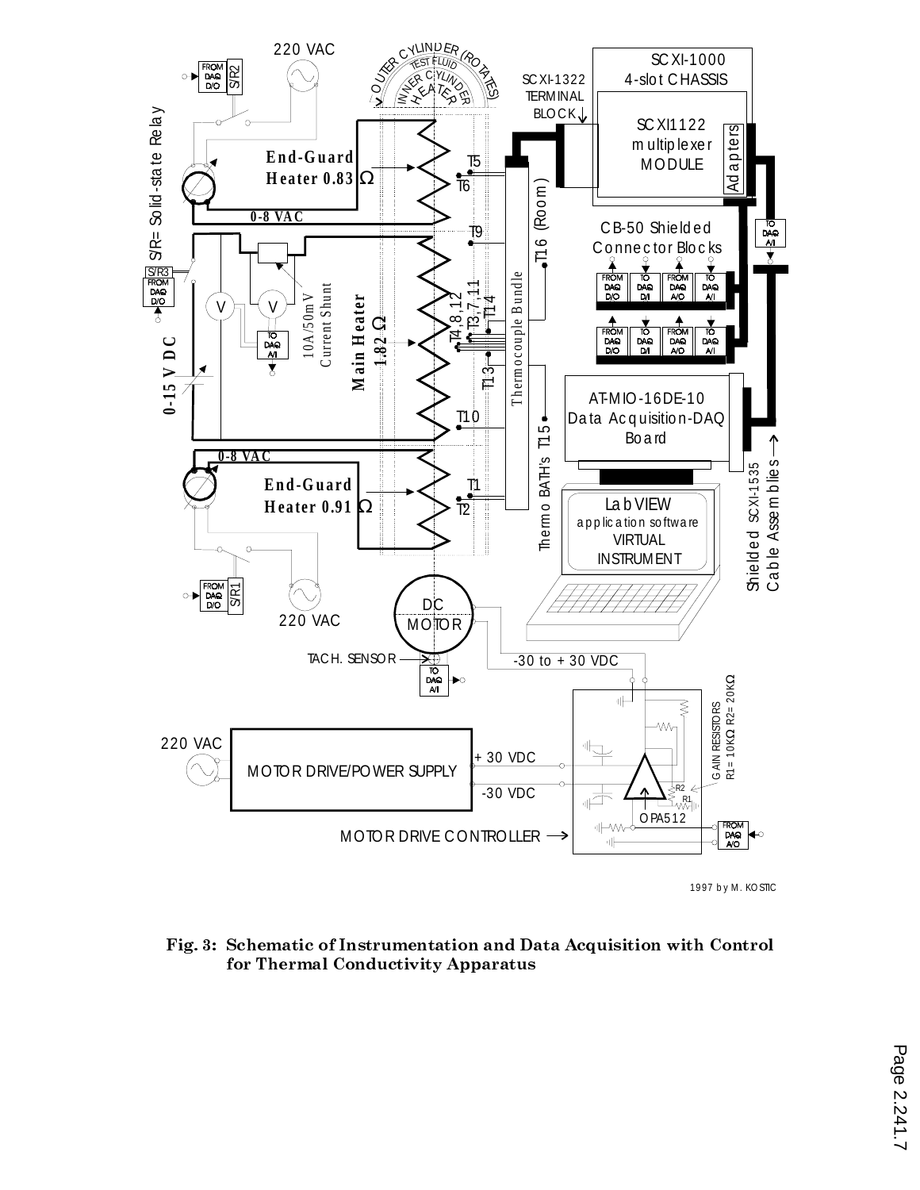**Fig. 3: Schematic of Instrumentation and Data Acquisition with Control for Thermal Conductivity Apparatus**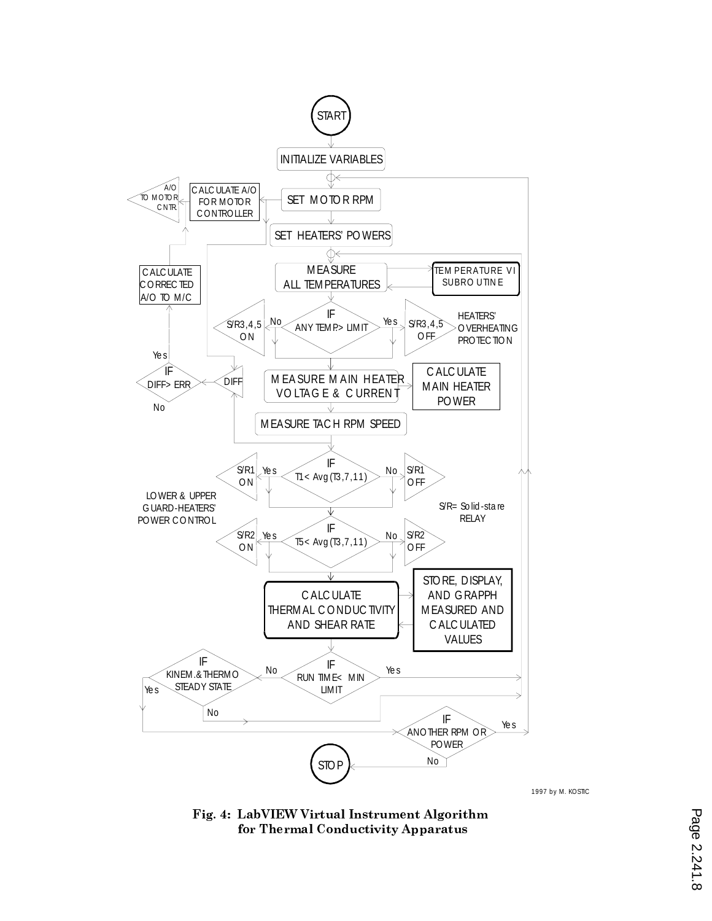START

INITIALIZE VARIABLES

SET MOTOR RPM

CALCULATE A/O FOR MOTOR CONTROLLER

A/O TO MOTOR CNTR.

SET HEATERS' POWERS

MEASURE ALL TEMPERATURES

TEMPERATURE VI SUBROUTINE

IF ANY TEMP.> LIMIT

No: S/R3,4,5 ON

Yes: S/R3,4,5 OFF

HEATERS' OVERHEATING PROTECTION

CALCULATE CORRECTED A/O TO M/C

IF DIFF> ERR (Yes / No)

DIFF

MEASURE MAIN HEATER VOLTAGE & CURRENT

CALCULATE MAIN HEATER POWER

MEASURE TACH RPM SPEED

IF T1< Avg(T3,7,11)

Yes: S/R1 ON

No: S/R1 OFF

LOWER & UPPER GUARD-HEATERS' POWER CONTROL

S/R= Solid-state RELAY

IF T5< Avg(T3,7,11)

Yes: S/R2 ON

No: S/R2 OFF

CALCULATE THERMAL CONDUCTIVITY AND SHEAR RATE

STORE, DISPLAY, AND GRAPPH MEASURED AND CALCULATED VALUES

IF RUN TIME< MIN LIMIT (Yes / No)

IF KINEM.&THERMO STEADY STATE (Yes / No)

IF ANOTHER RPM OR POWER (Yes / No)

STOP

1997 by M. KOSTIC

**Fig. 4: LabVIEW Virtual Instrument Algorithm for Thermal Conductivity Apparatus**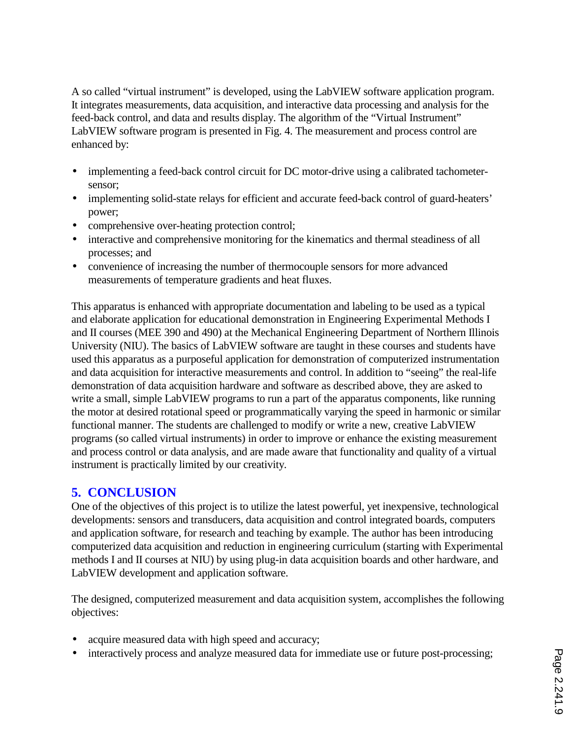A so called "virtual instrument" is developed, using the LabVIEW software application program. It integrates measurements, data acquisition, and interactive data processing and analysis for the feed-back control, and data and results display. The algorithm of the "Virtual Instrument" LabVIEW software program is presented in Fig. 4. The measurement and process control are enhanced by:

- implementing a feed-back control circuit for DC motor-drive using a calibrated tachometer-sensor;
- implementing solid-state relays for efficient and accurate feed-back control of guard-heaters' power;
- comprehensive over-heating protection control;
- interactive and comprehensive monitoring for the kinematics and thermal steadiness of all processes; and
- convenience of increasing the number of thermocouple sensors for more advanced measurements of temperature gradients and heat fluxes.

This apparatus is enhanced with appropriate documentation and labeling to be used as a typical and elaborate application for educational demonstration in Engineering Experimental Methods I and II courses (MEE 390 and 490) at the Mechanical Engineering Department of Northern Illinois University (NIU). The basics of LabVIEW software are taught in these courses and students have used this apparatus as a purposeful application for demonstration of computerized instrumentation and data acquisition for interactive measurements and control. In addition to "seeing" the real-life demonstration of data acquisition hardware and software as described above, they are asked to write a small, simple LabVIEW programs to run a part of the apparatus components, like running the motor at desired rotational speed or programmatically varying the speed in harmonic or similar functional manner. The students are challenged to modify or write a new, creative LabVIEW programs (so called virtual instruments) in order to improve or enhance the existing measurement and process control or data analysis, and are made aware that functionality and quality of a virtual instrument is practically limited by our creativity.

## 5. CONCLUSION

One of the objectives of this project is to utilize the latest powerful, yet inexpensive, technological developments: sensors and transducers, data acquisition and control integrated boards, computers and application software, for research and teaching by example. The author has been introducing computerized data acquisition and reduction in engineering curriculum (starting with Experimental methods I and II courses at NIU) by using plug-in data acquisition boards and other hardware, and LabVIEW development and application software.

The designed, computerized measurement and data acquisition system, accomplishes the following objectives:

- acquire measured data with high speed and accuracy;
- interactively process and analyze measured data for immediate use or future post-processing;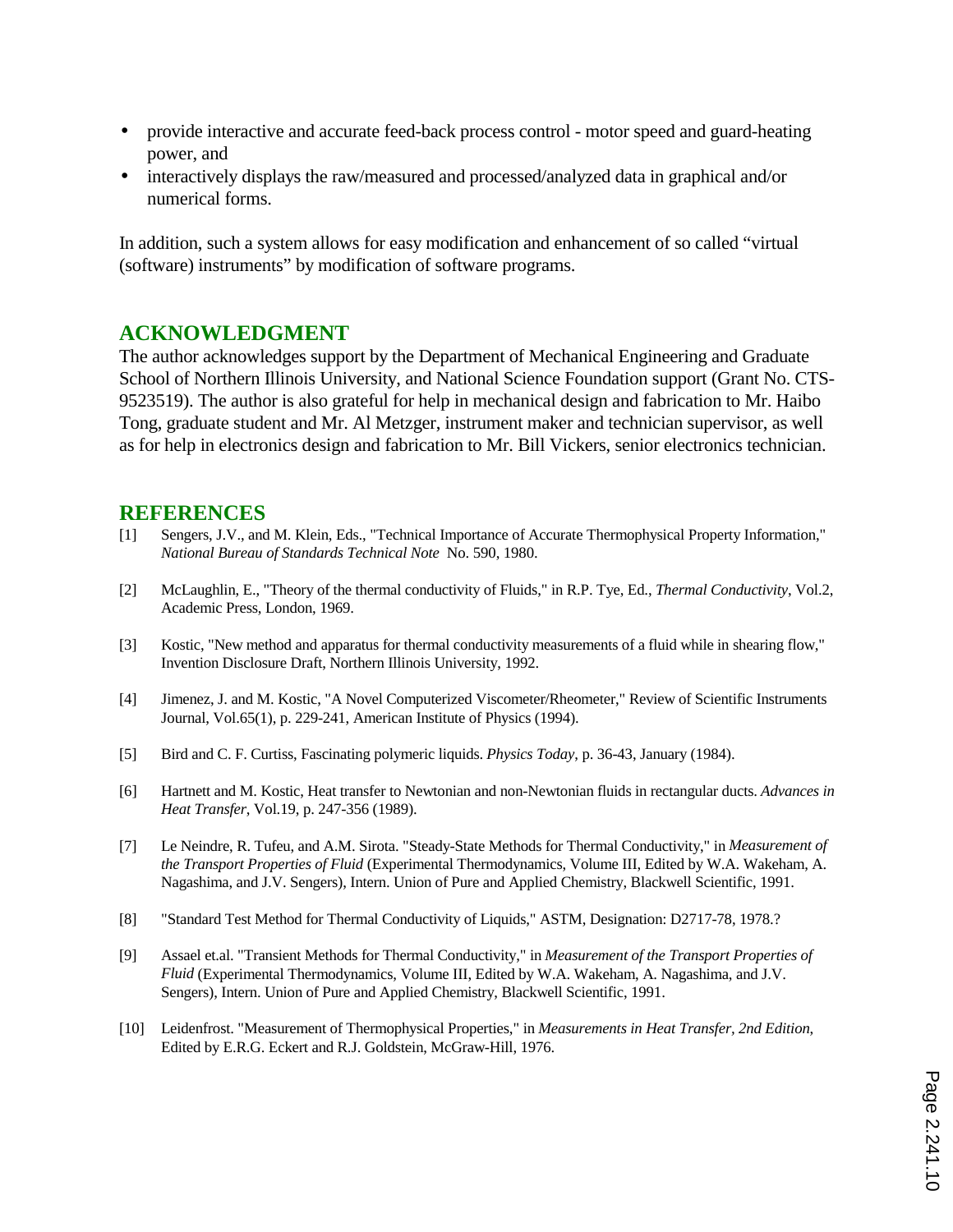- provide interactive and accurate feed-back process control - motor speed and guard-heating power, and
- interactively displays the raw/measured and processed/analyzed data in graphical and/or numerical forms.

In addition, such a system allows for easy modification and enhancement of so called "virtual (software) instruments" by modification of software programs.

## ACKNOWLEDGMENT

The author acknowledges support by the Department of Mechanical Engineering and Graduate School of Northern Illinois University, and National Science Foundation support (Grant No. CTS-9523519). The author is also grateful for help in mechanical design and fabrication to Mr. Haibo Tong, graduate student and Mr. Al Metzger, instrument maker and technician supervisor, as well as for help in electronics design and fabrication to Mr. Bill Vickers, senior electronics technician.

## REFERENCES

[1] Sengers, J.V., and M. Klein, Eds., "Technical Importance of Accurate Thermophysical Property Information," *National Bureau of Standards Technical Note* No. 590, 1980.

[2] McLaughlin, E., "Theory of the thermal conductivity of Fluids," in R.P. Tye, Ed., *Thermal Conductivity*, Vol.2, Academic Press, London, 1969.

[3] Kostic, "New method and apparatus for thermal conductivity measurements of a fluid while in shearing flow," Invention Disclosure Draft, Northern Illinois University, 1992.

[4] Jimenez, J. and M. Kostic, "A Novel Computerized Viscometer/Rheometer," Review of Scientific Instruments Journal, Vol.65(1), p. 229-241, American Institute of Physics (1994).

[5] Bird and C. F. Curtiss, Fascinating polymeric liquids. *Physics Today*, p. 36-43, January (1984).

[6] Hartnett and M. Kostic, Heat transfer to Newtonian and non-Newtonian fluids in rectangular ducts. *Advances in Heat Transfer*, Vol.19, p. 247-356 (1989).

[7] Le Neindre, R. Tufeu, and A.M. Sirota. "Steady-State Methods for Thermal Conductivity," in *Measurement of the Transport Properties of Fluid* (Experimental Thermodynamics, Volume III, Edited by W.A. Wakeham, A. Nagashima, and J.V. Sengers), Intern. Union of Pure and Applied Chemistry, Blackwell Scientific, 1991.

[8] "Standard Test Method for Thermal Conductivity of Liquids," ASTM, Designation: D2717-78, 1978.?

[9] Assael et.al. "Transient Methods for Thermal Conductivity," in *Measurement of the Transport Properties of Fluid* (Experimental Thermodynamics, Volume III, Edited by W.A. Wakeham, A. Nagashima, and J.V. Sengers), Intern. Union of Pure and Applied Chemistry, Blackwell Scientific, 1991.

[10] Leidenfrost. "Measurement of Thermophysical Properties," in *Measurements in Heat Transfer, 2nd Edition*, Edited by E.R.G. Eckert and R.J. Goldstein, McGraw-Hill, 1976.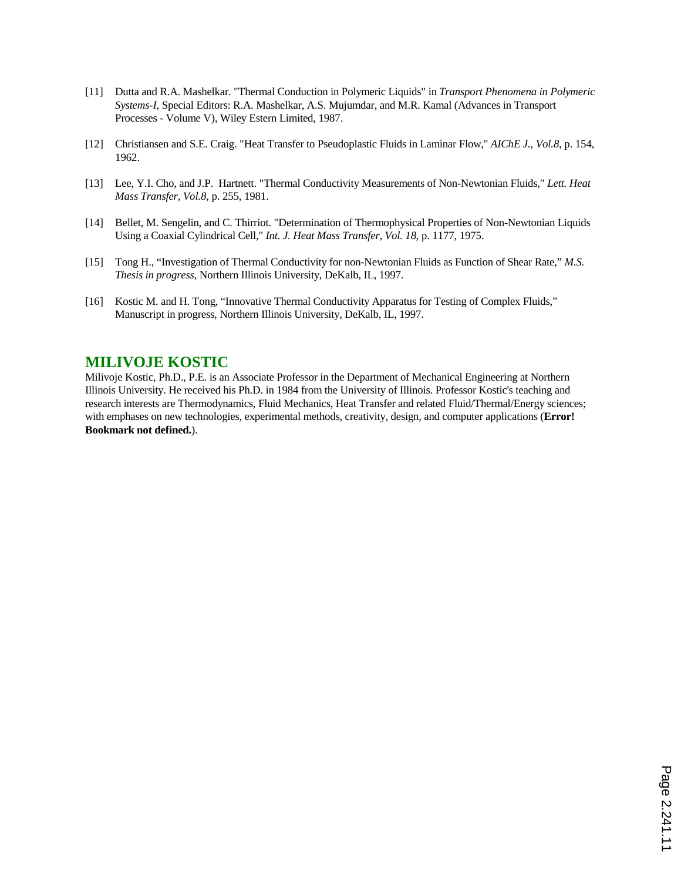[11] Dutta and R.A. Mashelkar. "Thermal Conduction in Polymeric Liquids" in *Transport Phenomena in Polymeric Systems-I*, Special Editors: R.A. Mashelkar, A.S. Mujumdar, and M.R. Kamal (Advances in Transport Processes - Volume V), Wiley Estern Limited, 1987.

[12] Christiansen and S.E. Craig. "Heat Transfer to Pseudoplastic Fluids in Laminar Flow," *AIChE J., Vol.8*, p. 154, 1962.

[13] Lee, Y.I. Cho, and J.P. Hartnett. "Thermal Conductivity Measurements of Non-Newtonian Fluids," *Lett. Heat Mass Transfer, Vol.8*, p. 255, 1981.

[14] Bellet, M. Sengelin, and C. Thirriot. "Determination of Thermophysical Properties of Non-Newtonian Liquids Using a Coaxial Cylindrical Cell," *Int. J. Heat Mass Transfer, Vol. 18*, p. 1177, 1975.

[15] Tong H., "Investigation of Thermal Conductivity for non-Newtonian Fluids as Function of Shear Rate," *M.S. Thesis in progress*, Northern Illinois University, DeKalb, IL, 1997.

[16] Kostic M. and H. Tong, "Innovative Thermal Conductivity Apparatus for Testing of Complex Fluids," Manuscript in progress, Northern Illinois University, DeKalb, IL, 1997.

## MILIVOJE KOSTIC

Milivoje Kostic, Ph.D., P.E. is an Associate Professor in the Department of Mechanical Engineering at Northern Illinois University. He received his Ph.D. in 1984 from the University of Illinois. Professor Kostic's teaching and research interests are Thermodynamics, Fluid Mechanics, Heat Transfer and related Fluid/Thermal/Energy sciences; with emphases on new technologies, experimental methods, creativity, design, and computer applications (**Error! Bookmark not defined.**).